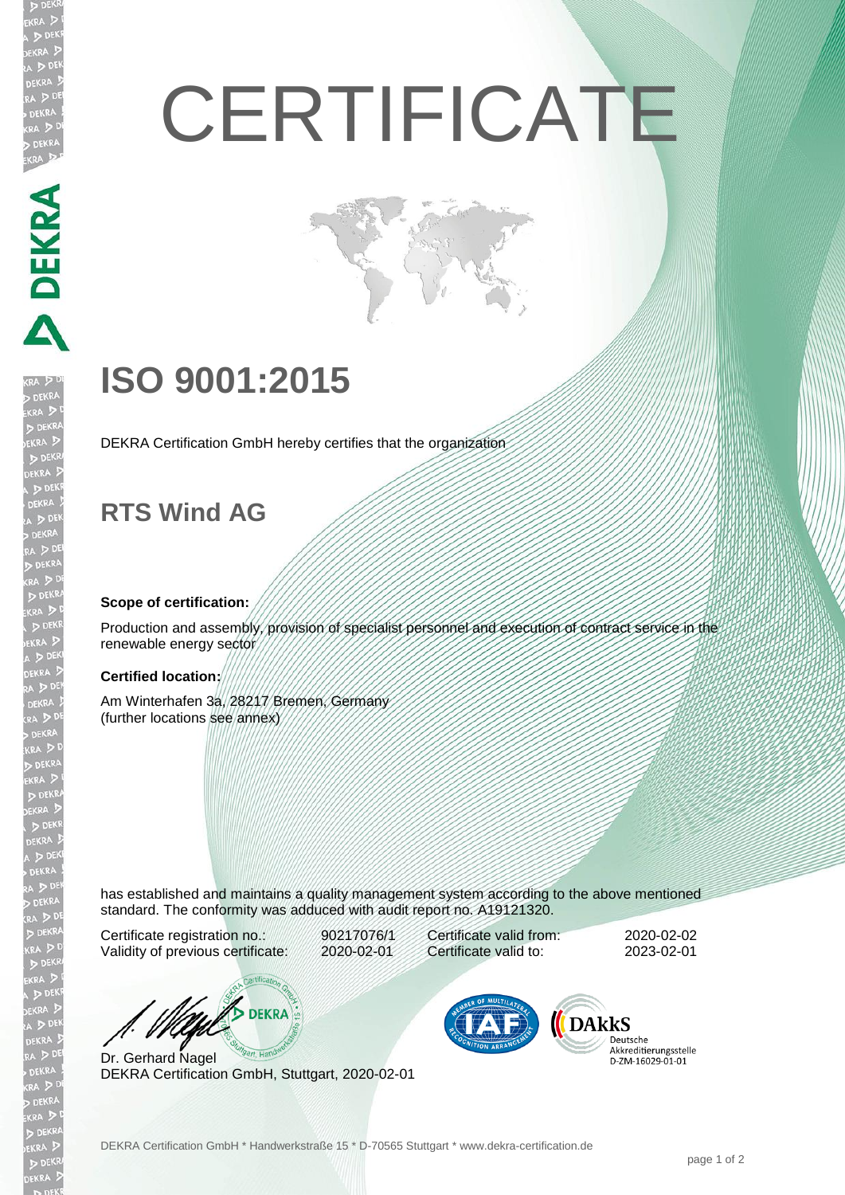# CERTIFICATE

## ISO 9001:2015

DEKRA Certification GmbH hereby certifies that the organization

## RTS Wind AG

**Scope of certification:**

Production and assembly, provision of specialist personnel and execution of contract service in the renewable energy sector

**Certified location:**

Am Winterhafen 3a, 28217 Bremen, Germany
(further locations see annex)

has established and maintains a quality management system according to the above mentioned standard. The conformity was adduced with audit report no. A19121320.

| | | | |
|---|---|---|---|
| Certificate registration no.: | 90217076/1 | Certificate valid from: | 2020-02-02 |
| Validity of previous certificate: | 2020-02-01 | Certificate valid to: | 2023-02-01 |

Dr. Gerhard Nagel
DEKRA Certification GmbH, Stuttgart, 2020-02-01

DAkkS Deutsche Akkreditierungsstelle D-ZM-16029-01-01

DEKRA Certification GmbH * Handwerkstraße 15 * D-70565 Stuttgart * www.dekra-certification.de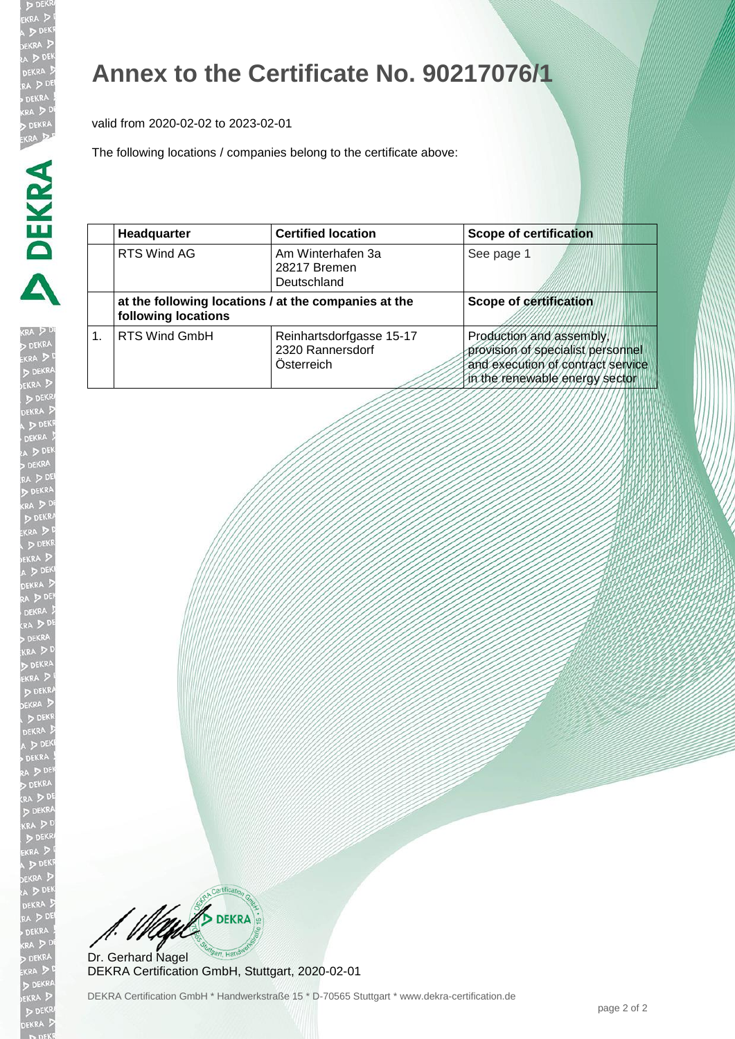# Annex to the Certificate No. 90217076/1

valid from 2020-02-02 to 2023-02-01

The following locations / companies belong to the certificate above:

| | Headquarter | Certified location | Scope of certification |
|---|---|---|---|
| | RTS Wind AG | Am Winterhafen 3a<br>28217 Bremen<br>Deutschland | See page 1 |
| | **at the following locations / at the companies at the following locations** | | **Scope of certification** |
| 1. | RTS Wind GmbH | Reinhartsdorfgasse 15-17<br>2320 Rannersdorf<br>Österreich | Production and assembly, provision of specialist personnel and execution of contract service in the renewable energy sector |

Dr. Gerhard Nagel
DEKRA Certification GmbH, Stuttgart, 2020-02-01

DEKRA Certification GmbH * Handwerkstraße 15 * D-70565 Stuttgart * www.dekra-certification.de